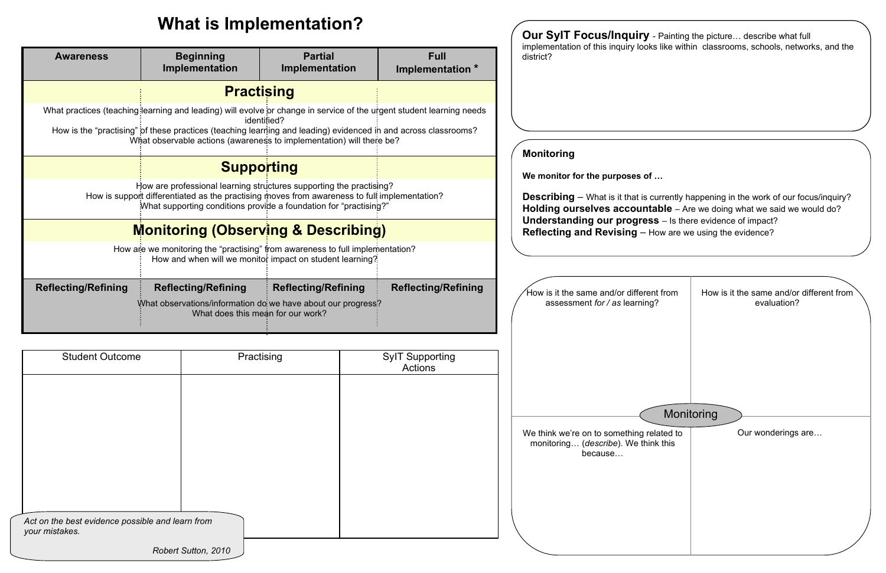# What is Implementation?

| Awareness | Beginning Implementation | Partial Implementation | Full Implementation * |
| --- | --- | --- | --- |

## Practising

What practices (teaching learning and leading) will evolve or change in service of the urgent student learning needs identified?
How is the "practising" of these practices (teaching learning and leading) evidenced in and across classrooms?
What observable actions (awareness to implementation) will there be?

## Supporting

How are professional learning structures supporting the practising?
How is support differentiated as the practising moves from awareness to full implementation?
What supporting conditions provide a foundation for "practising?"

## Monitoring (Observing & Describing)

How are we monitoring the "practising" from awareness to full implementation?
How and when will we monitor impact on student learning?

| Reflecting/Refining | Reflecting/Refining | Reflecting/Refining | Reflecting/Refining |
| --- | --- | --- | --- |

What observations/information do we have about our progress?
What does this mean for our work?

| Student Outcome | Practising | SyIT Supporting Actions |
| --- | --- | --- |
| | | |

*Act on the best evidence possible and learn from your mistakes.*

*Robert Sutton, 2010*

**Our SyIT Focus/Inquiry** - Painting the picture… describe what full implementation of this inquiry looks like within classrooms, schools, networks, and the district?

**Monitoring**

**We monitor for the purposes of …**

**Describing** – What is it that is currently happening in the work of our focus/inquiry?
**Holding ourselves accountable** – Are we doing what we said we would do?
**Understanding our progress** – Is there evidence of impact?
**Reflecting and Revising** – How are we using the evidence?

**Monitoring**

| How is it the same and/or different from assessment *for / as* learning? | How is it the same and/or different from evaluation? |
| --- | --- |
| We think we're on to something related to monitoring… (*describe*). We think this because… | Our wonderings are… |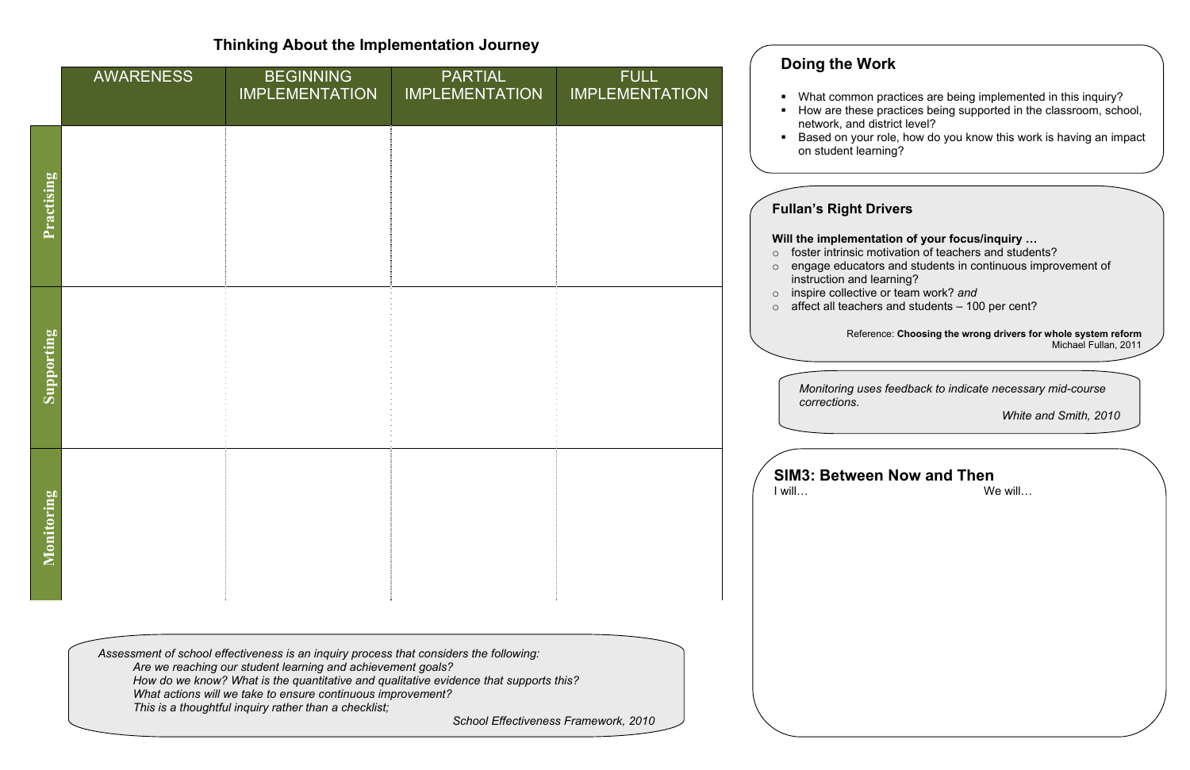## Thinking About the Implementation Journey

| | AWARENESS | BEGINNING IMPLEMENTATION | PARTIAL IMPLEMENTATION | FULL IMPLEMENTATION |
|---|---|---|---|---|
| **Practising** | | | | |
| **Supporting** | | | | |
| **Monitoring** | | | | |

*Assessment of school effectiveness is an inquiry process that considers the following:*
*Are we reaching our student learning and achievement goals?*
*How do we know? What is the quantitative and qualitative evidence that supports this?*
*What actions will we take to ensure continuous improvement?*
*This is a thoughtful inquiry rather than a checklist;*

*School Effectiveness Framework, 2010*

## Doing the Work

- What common practices are being implemented in this inquiry?
- How are these practices being supported in the classroom, school, network, and district level?
- Based on your role, how do you know this work is having an impact on student learning?

## Fullan's Right Drivers

**Will the implementation of your focus/inquiry …**

- foster intrinsic motivation of teachers and students?
- engage educators and students in continuous improvement of instruction and learning?
- inspire collective or team work? *and*
- affect all teachers and students – 100 per cent?

Reference: **Choosing the wrong drivers for whole system reform**
Michael Fullan, 2011

*Monitoring uses feedback to indicate necessary mid-course corrections.*

*White and Smith, 2010*

## SIM3: Between Now and Then

I will…

We will…